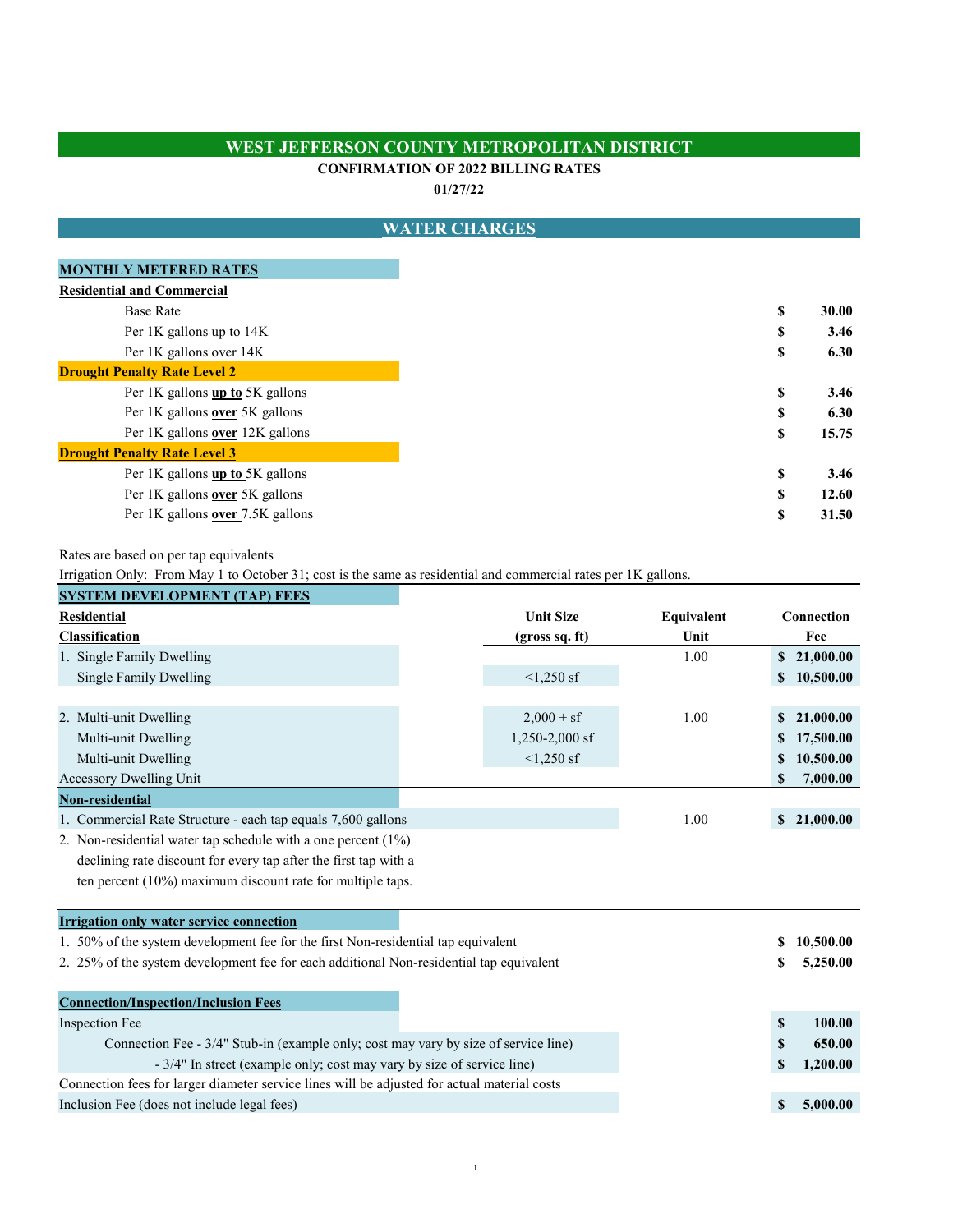# WEST JEFFERSON COUNTY METROPOLITAN DISTRICT

**CONFIRMATION OF 2022 BILLING RATES**

**01/27/22**

## WATER CHARGES

### MONTHLY METERED RATES

| | |
|---|---|
| **Residential and Commercial** | |
| Base Rate | **$ 30.00** |
| Per 1K gallons up to 14K | **$ 3.46** |
| Per 1K gallons over 14K | **$ 6.30** |
| **Drought Penalty Rate Level 2** | |
| Per 1K gallons **up to** 5K gallons | **$ 3.46** |
| Per 1K gallons **over** 5K gallons | **$ 6.30** |
| Per 1K gallons **over** 12K gallons | **$ 15.75** |
| **Drought Penalty Rate Level 3** | |
| Per 1K gallons **up to** 5K gallons | **$ 3.46** |
| Per 1K gallons **over** 5K gallons | **$ 12.60** |
| Per 1K gallons **over** 7.5K gallons | **$ 31.50** |

Rates are based on per tap equivalents

Irrigation Only: From May 1 to October 31; cost is the same as residential and commercial rates per 1K gallons.

### SYSTEM DEVELOPMENT (TAP) FEES

| **Residential Classification** | **Unit Size (gross sq. ft)** | **Equivalent Unit** | **Connection Fee** |
|---|---|---|---|
| 1. Single Family Dwelling | | 1.00 | **$ 21,000.00** |
| Single Family Dwelling | <1,250 sf | | **$ 10,500.00** |
| 2. Multi-unit Dwelling | 2,000 + sf | 1.00 | **$ 21,000.00** |
| Multi-unit Dwelling | 1,250-2,000 sf | | **$ 17,500.00** |
| Multi-unit Dwelling | <1,250 sf | | **$ 10,500.00** |
| Accessory Dwelling Unit | | | **$ 7,000.00** |
| **Non-residential** | | | |
| 1. Commercial Rate Structure - each tap equals 7,600 gallons | | 1.00 | **$ 21,000.00** |
| 2. Non-residential water tap schedule with a one percent (1%) declining rate discount for every tap after the first tap with a ten percent (10%) maximum discount rate for multiple taps. | | | |

### Irrigation only water service connection

| | |
|---|---|
| 1. 50% of the system development fee for the first Non-residential tap equivalent | **$ 10,500.00** |
| 2. 25% of the system development fee for each additional Non-residential tap equivalent | **$ 5,250.00** |

### Connection/Inspection/Inclusion Fees

| | |
|---|---|
| Inspection Fee | **$ 100.00** |
| Connection Fee - 3/4" Stub-in (example only; cost may vary by size of service line) | **$ 650.00** |
| - 3/4" In street (example only; cost may vary by size of service line) | **$ 1,200.00** |
| Connection fees for larger diameter service lines will be adjusted for actual material costs | |
| Inclusion Fee (does not include legal fees) | **$ 5,000.00** |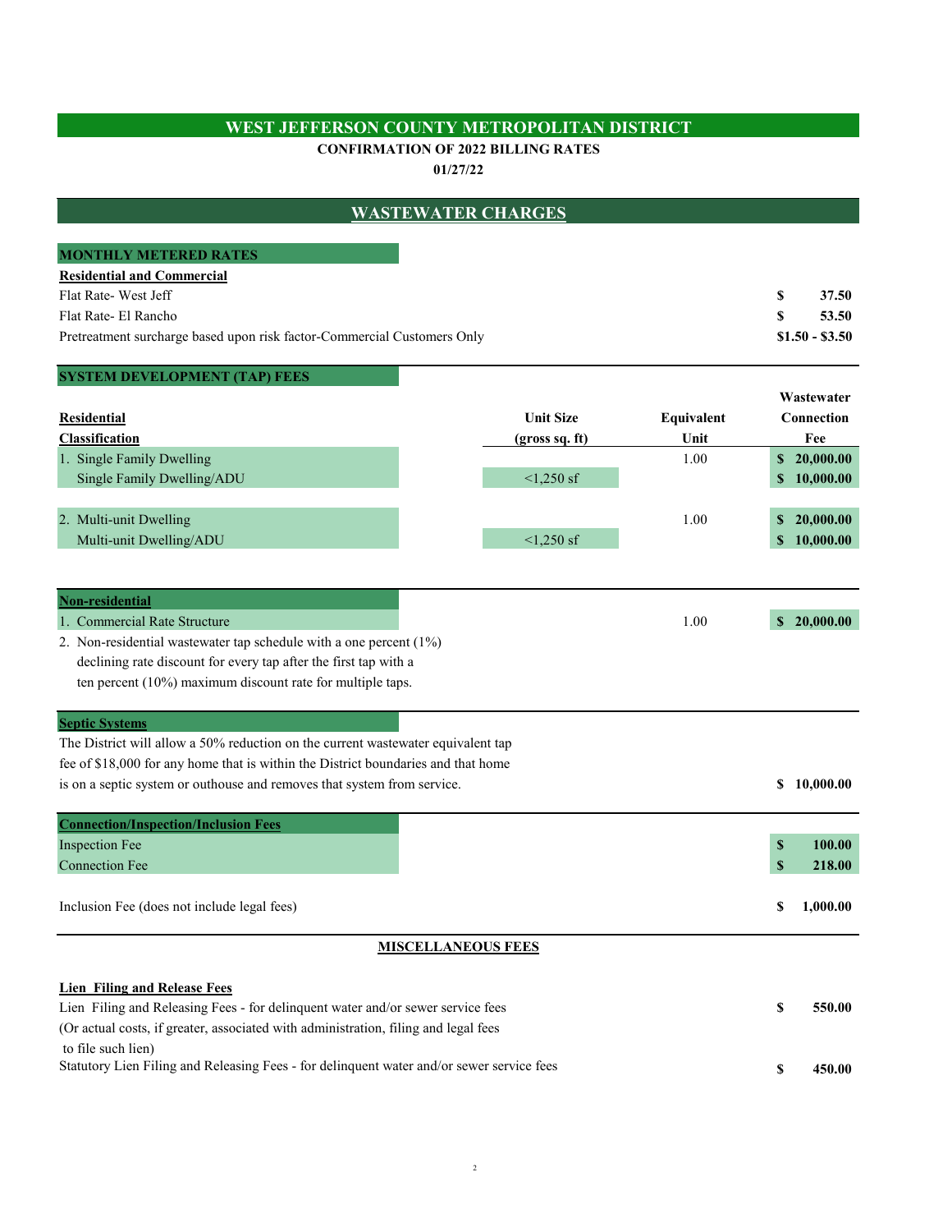# WEST JEFFERSON COUNTY METROPOLITAN DISTRICT

**CONFIRMATION OF 2022 BILLING RATES**

**01/27/22**

## WASTEWATER CHARGES

### MONTHLY METERED RATES

**Residential and Commercial**

| | |
|---|---|
| Flat Rate- West Jeff | **$ 37.50** |
| Flat Rate- El Rancho | **$ 53.50** |
| Pretreatment surcharge based upon risk factor-Commercial Customers Only | **$1.50 - $3.50** |

### SYSTEM DEVELOPMENT (TAP) FEES

| Residential Classification | Unit Size (gross sq. ft) | Equivalent Unit | Wastewater Connection Fee |
|---|---|---|---|
| 1. Single Family Dwelling | | 1.00 | **$ 20,000.00** |
| Single Family Dwelling/ADU | <1,250 sf | | **$ 10,000.00** |
| 2. Multi-unit Dwelling | | 1.00 | **$ 20,000.00** |
| Multi-unit Dwelling/ADU | <1,250 sf | | **$ 10,000.00** |

**Non-residential**

| | | | |
|---|---|---|---|
| 1. Commercial Rate Structure | | 1.00 | **$ 20,000.00** |

2. Non-residential wastewater tap schedule with a one percent (1%) declining rate discount for every tap after the first tap with a ten percent (10%) maximum discount rate for multiple taps.

**Septic Systems**

The District will allow a 50% reduction on the current wastewater equivalent tap fee of $18,000 for any home that is within the District boundaries and that home is on a septic system or outhouse and removes that system from service. **$ 10,000.00**

**Connection/Inspection/Inclusion Fees**

| | |
|---|---|
| Inspection Fee | **$ 100.00** |
| Connection Fee | **$ 218.00** |
| Inclusion Fee (does not include legal fees) | **$ 1,000.00** |

## MISCELLANEOUS FEES

**Lien Filing and Release Fees**

| | |
|---|---|
| Lien Filing and Releasing Fees - for delinquent water and/or sewer service fees (Or actual costs, if greater, associated with administration, filing and legal fees to file such lien) | **$ 550.00** |
| Statutory Lien Filing and Releasing Fees - for delinquent water and/or sewer service fees | **$ 450.00** |